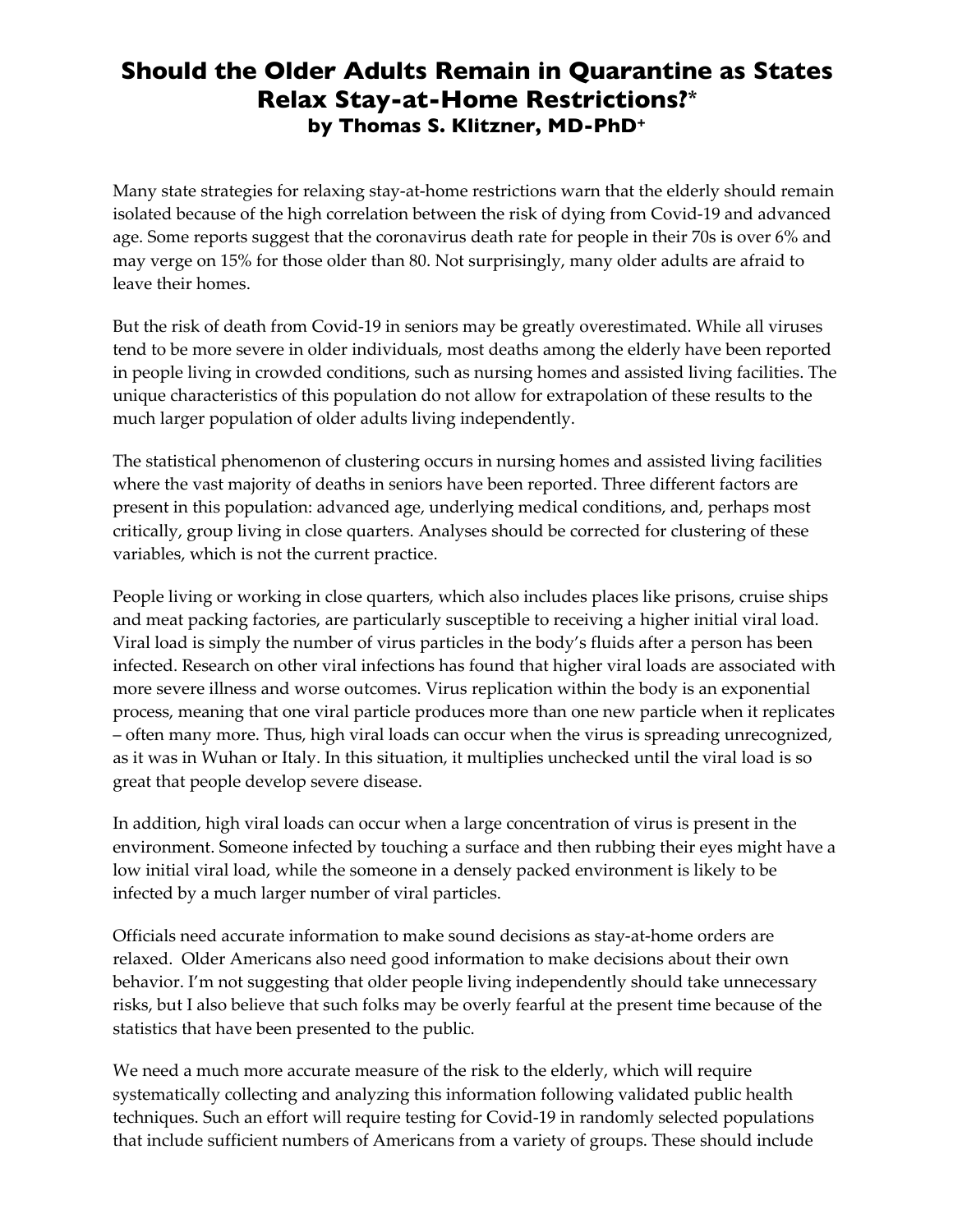# Should the Older Adults Remain in Quarantine as States Relax Stay-at-Home Restrictions?*

### by Thomas S. Klitzner, MD-PhD+

Many state strategies for relaxing stay-at-home restrictions warn that the elderly should remain isolated because of the high correlation between the risk of dying from Covid-19 and advanced age. Some reports suggest that the coronavirus death rate for people in their 70s is over 6% and may verge on 15% for those older than 80. Not surprisingly, many older adults are afraid to leave their homes.

But the risk of death from Covid-19 in seniors may be greatly overestimated. While all viruses tend to be more severe in older individuals, most deaths among the elderly have been reported in people living in crowded conditions, such as nursing homes and assisted living facilities. The unique characteristics of this population do not allow for extrapolation of these results to the much larger population of older adults living independently.

The statistical phenomenon of clustering occurs in nursing homes and assisted living facilities where the vast majority of deaths in seniors have been reported. Three different factors are present in this population: advanced age, underlying medical conditions, and, perhaps most critically, group living in close quarters. Analyses should be corrected for clustering of these variables, which is not the current practice.

People living or working in close quarters, which also includes places like prisons, cruise ships and meat packing factories, are particularly susceptible to receiving a higher initial viral load. Viral load is simply the number of virus particles in the body's fluids after a person has been infected. Research on other viral infections has found that higher viral loads are associated with more severe illness and worse outcomes. Virus replication within the body is an exponential process, meaning that one viral particle produces more than one new particle when it replicates – often many more. Thus, high viral loads can occur when the virus is spreading unrecognized, as it was in Wuhan or Italy. In this situation, it multiplies unchecked until the viral load is so great that people develop severe disease.

In addition, high viral loads can occur when a large concentration of virus is present in the environment. Someone infected by touching a surface and then rubbing their eyes might have a low initial viral load, while the someone in a densely packed environment is likely to be infected by a much larger number of viral particles.

Officials need accurate information to make sound decisions as stay-at-home orders are relaxed. Older Americans also need good information to make decisions about their own behavior. I'm not suggesting that older people living independently should take unnecessary risks, but I also believe that such folks may be overly fearful at the present time because of the statistics that have been presented to the public.

We need a much more accurate measure of the risk to the elderly, which will require systematically collecting and analyzing this information following validated public health techniques. Such an effort will require testing for Covid-19 in randomly selected populations that include sufficient numbers of Americans from a variety of groups. These should include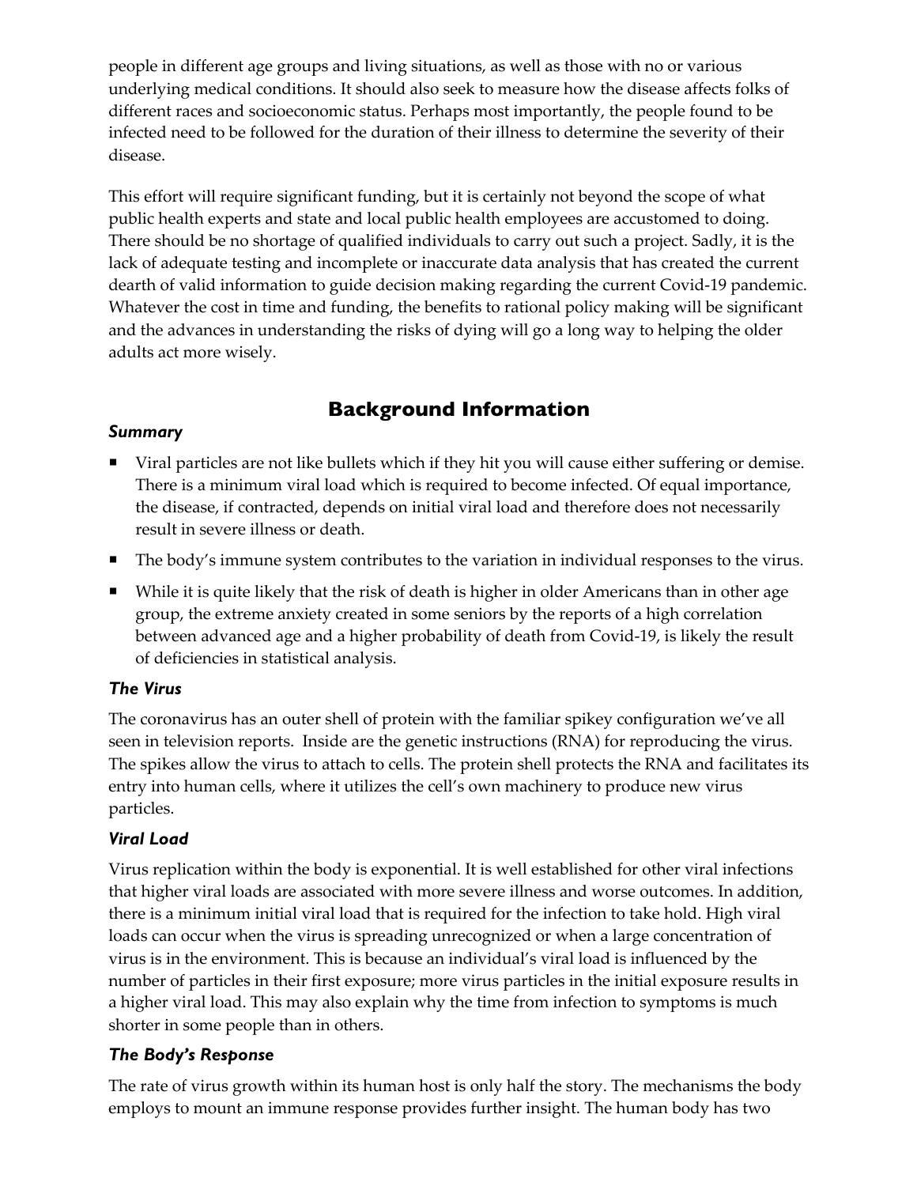people in different age groups and living situations, as well as those with no or various underlying medical conditions. It should also seek to measure how the disease affects folks of different races and socioeconomic status. Perhaps most importantly, the people found to be infected need to be followed for the duration of their illness to determine the severity of their disease.

This effort will require significant funding, but it is certainly not beyond the scope of what public health experts and state and local public health employees are accustomed to doing. There should be no shortage of qualified individuals to carry out such a project. Sadly, it is the lack of adequate testing and incomplete or inaccurate data analysis that has created the current dearth of valid information to guide decision making regarding the current Covid-19 pandemic. Whatever the cost in time and funding, the benefits to rational policy making will be significant and the advances in understanding the risks of dying will go a long way to helping the older adults act more wisely.

## Background Information

### *Summary*

- Viral particles are not like bullets which if they hit you will cause either suffering or demise. There is a minimum viral load which is required to become infected. Of equal importance, the disease, if contracted, depends on initial viral load and therefore does not necessarily result in severe illness or death.
- The body's immune system contributes to the variation in individual responses to the virus.
- While it is quite likely that the risk of death is higher in older Americans than in other age group, the extreme anxiety created in some seniors by the reports of a high correlation between advanced age and a higher probability of death from Covid-19, is likely the result of deficiencies in statistical analysis.

### *The Virus*

The coronavirus has an outer shell of protein with the familiar spikey configuration we've all seen in television reports. Inside are the genetic instructions (RNA) for reproducing the virus. The spikes allow the virus to attach to cells. The protein shell protects the RNA and facilitates its entry into human cells, where it utilizes the cell's own machinery to produce new virus particles.

### *Viral Load*

Virus replication within the body is exponential. It is well established for other viral infections that higher viral loads are associated with more severe illness and worse outcomes. In addition, there is a minimum initial viral load that is required for the infection to take hold. High viral loads can occur when the virus is spreading unrecognized or when a large concentration of virus is in the environment. This is because an individual's viral load is influenced by the number of particles in their first exposure; more virus particles in the initial exposure results in a higher viral load. This may also explain why the time from infection to symptoms is much shorter in some people than in others.

### *The Body's Response*

The rate of virus growth within its human host is only half the story. The mechanisms the body employs to mount an immune response provides further insight. The human body has two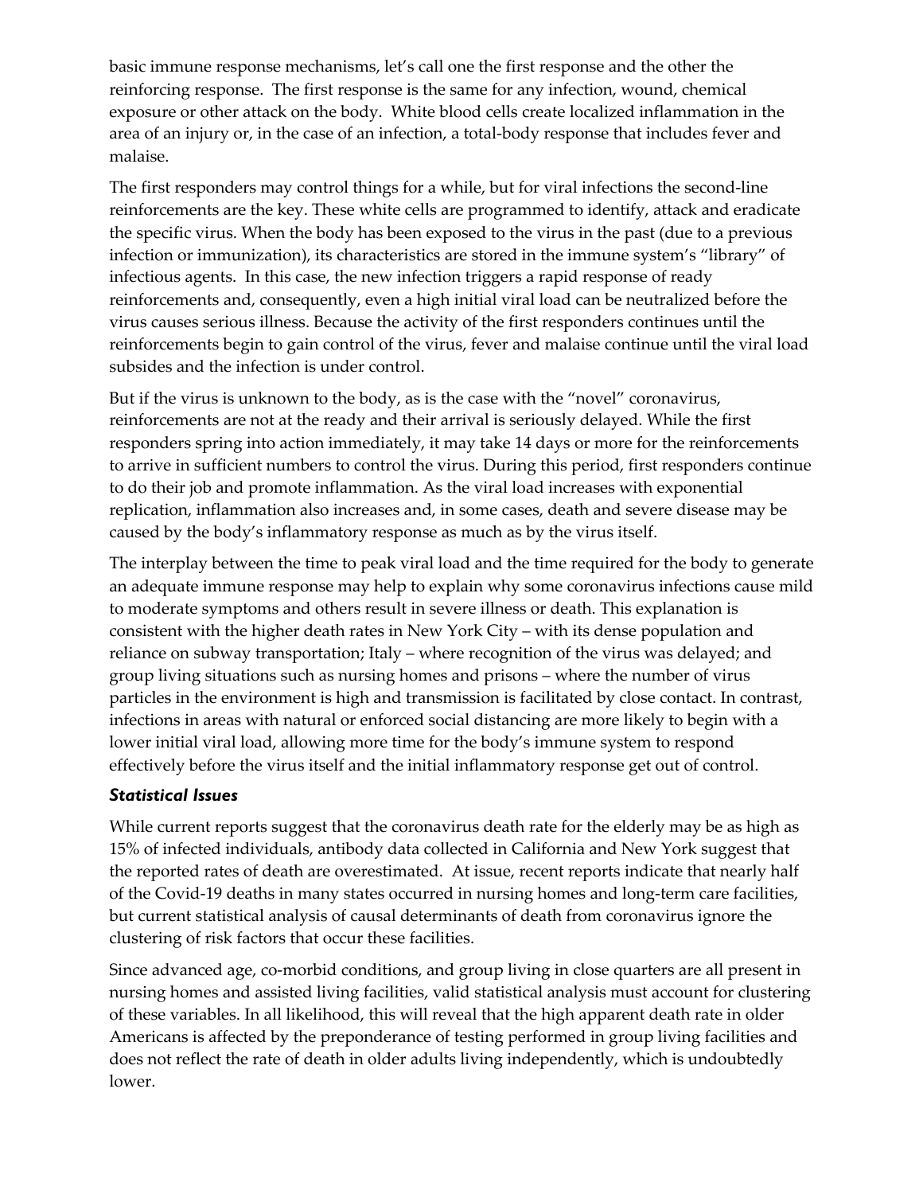basic immune response mechanisms, let's call one the first response and the other the reinforcing response. The first response is the same for any infection, wound, chemical exposure or other attack on the body. White blood cells create localized inflammation in the area of an injury or, in the case of an infection, a total-body response that includes fever and malaise.

The first responders may control things for a while, but for viral infections the second-line reinforcements are the key. These white cells are programmed to identify, attack and eradicate the specific virus. When the body has been exposed to the virus in the past (due to a previous infection or immunization), its characteristics are stored in the immune system's "library" of infectious agents. In this case, the new infection triggers a rapid response of ready reinforcements and, consequently, even a high initial viral load can be neutralized before the virus causes serious illness. Because the activity of the first responders continues until the reinforcements begin to gain control of the virus, fever and malaise continue until the viral load subsides and the infection is under control.

But if the virus is unknown to the body, as is the case with the "novel" coronavirus, reinforcements are not at the ready and their arrival is seriously delayed. While the first responders spring into action immediately, it may take 14 days or more for the reinforcements to arrive in sufficient numbers to control the virus. During this period, first responders continue to do their job and promote inflammation. As the viral load increases with exponential replication, inflammation also increases and, in some cases, death and severe disease may be caused by the body's inflammatory response as much as by the virus itself.

The interplay between the time to peak viral load and the time required for the body to generate an adequate immune response may help to explain why some coronavirus infections cause mild to moderate symptoms and others result in severe illness or death. This explanation is consistent with the higher death rates in New York City – with its dense population and reliance on subway transportation; Italy – where recognition of the virus was delayed; and group living situations such as nursing homes and prisons – where the number of virus particles in the environment is high and transmission is facilitated by close contact. In contrast, infections in areas with natural or enforced social distancing are more likely to begin with a lower initial viral load, allowing more time for the body's immune system to respond effectively before the virus itself and the initial inflammatory response get out of control.

### *Statistical Issues*

While current reports suggest that the coronavirus death rate for the elderly may be as high as 15% of infected individuals, antibody data collected in California and New York suggest that the reported rates of death are overestimated. At issue, recent reports indicate that nearly half of the Covid-19 deaths in many states occurred in nursing homes and long-term care facilities, but current statistical analysis of causal determinants of death from coronavirus ignore the clustering of risk factors that occur these facilities.

Since advanced age, co-morbid conditions, and group living in close quarters are all present in nursing homes and assisted living facilities, valid statistical analysis must account for clustering of these variables. In all likelihood, this will reveal that the high apparent death rate in older Americans is affected by the preponderance of testing performed in group living facilities and does not reflect the rate of death in older adults living independently, which is undoubtedly lower.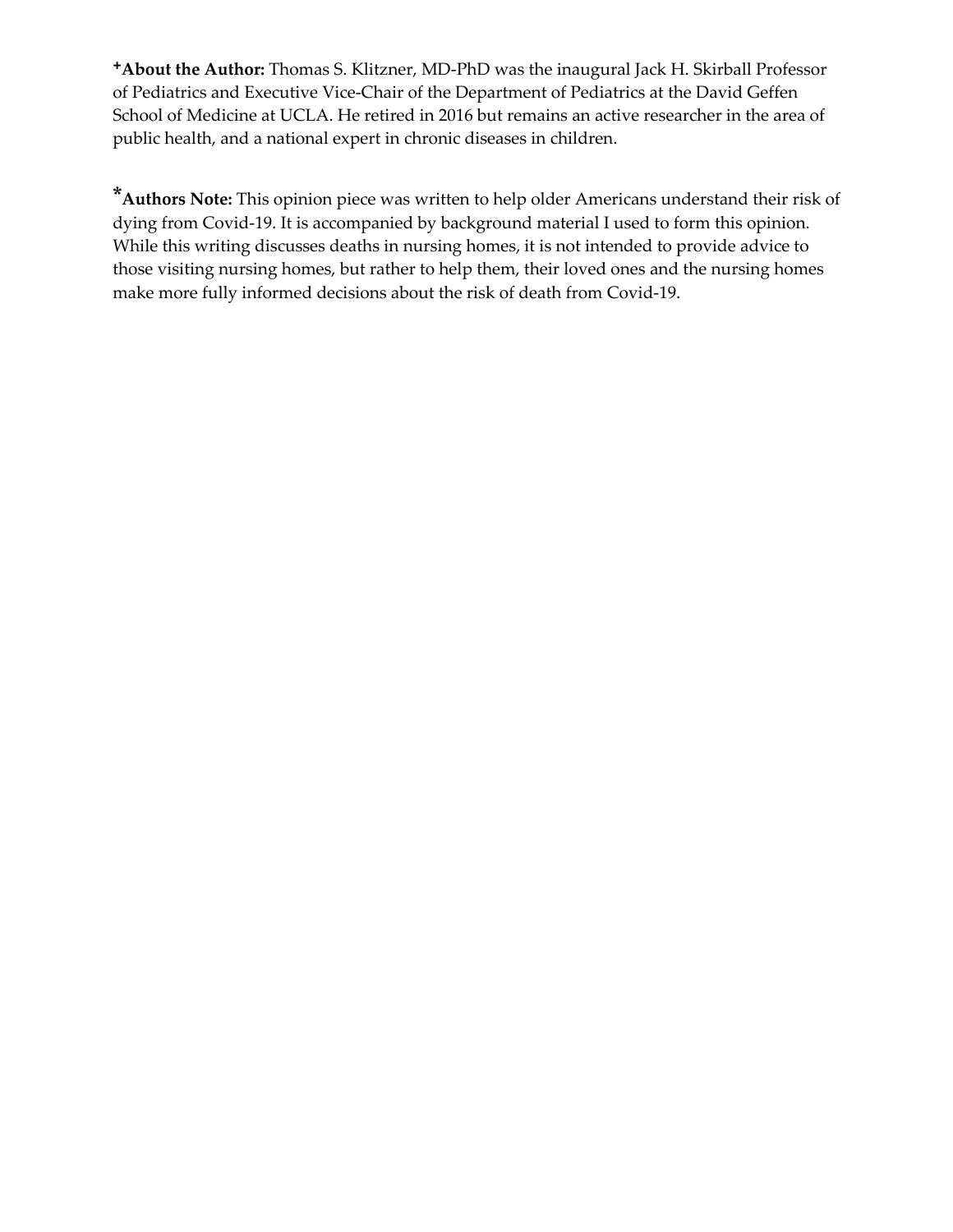**⁺About the Author:** Thomas S. Klitzner, MD-PhD was the inaugural Jack H. Skirball Professor of Pediatrics and Executive Vice-Chair of the Department of Pediatrics at the David Geffen School of Medicine at UCLA. He retired in 2016 but remains an active researcher in the area of public health, and a national expert in chronic diseases in children.

***Authors Note:** This opinion piece was written to help older Americans understand their risk of dying from Covid-19. It is accompanied by background material I used to form this opinion. While this writing discusses deaths in nursing homes, it is not intended to provide advice to those visiting nursing homes, but rather to help them, their loved ones and the nursing homes make more fully informed decisions about the risk of death from Covid-19.